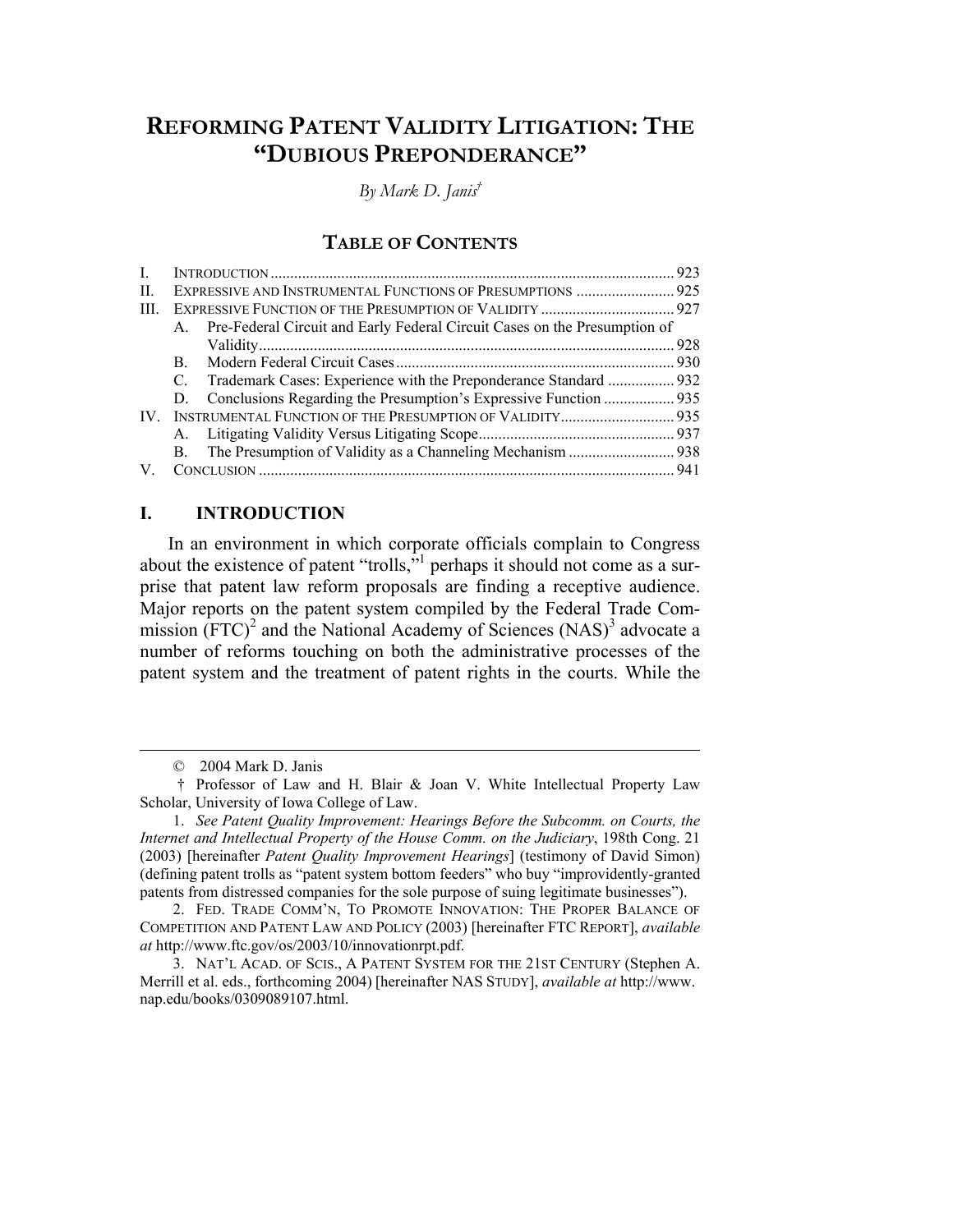# REFORMING PATENT VALIDITY LITIGATION: THE "DUBIOUS PREPONDERANCE"

*By Mark D. Janis*[†]

## TABLE OF CONTENTS

I. INTRODUCTION ........................................................................................... 923

II. EXPRESSIVE AND INSTRUMENTAL FUNCTIONS OF PRESUMPTIONS ......................... 925

III. EXPRESSIVE FUNCTION OF THE PRESUMPTION OF VALIDITY .................................. 927

  A. Pre-Federal Circuit and Early Federal Circuit Cases on the Presumption of Validity ........................................................................................... 928

  B. Modern Federal Circuit Cases ....................................................... 930

  C. Trademark Cases: Experience with the Preponderance Standard ................. 932

  D. Conclusions Regarding the Presumption's Expressive Function .................. 935

IV. INSTRUMENTAL FUNCTION OF THE PRESUMPTION OF VALIDITY ............................ 935

  A. Litigating Validity Versus Litigating Scope ................................................. 937

  B. The Presumption of Validity as a Channeling Mechanism ........................... 938

V. CONCLUSION ........................................................................................... 941

## I. INTRODUCTION

In an environment in which corporate officials complain to Congress about the existence of patent "trolls,"[1] perhaps it should not come as a surprise that patent law reform proposals are finding a receptive audience. Major reports on the patent system compiled by the Federal Trade Commission (FTC)[2] and the National Academy of Sciences (NAS)[3] advocate a number of reforms touching on both the administrative processes of the patent system and the treatment of patent rights in the courts. While the

---

© 2004 Mark D. Janis

† Professor of Law and H. Blair & Joan V. White Intellectual Property Law Scholar, University of Iowa College of Law.

1. *See Patent Quality Improvement: Hearings Before the Subcomm. on Courts, the Internet and Intellectual Property of the House Comm. on the Judiciary*, 198th Cong. 21 (2003) [hereinafter *Patent Quality Improvement Hearings*] (testimony of David Simon) (defining patent trolls as "patent system bottom feeders" who buy "improvidently-granted patents from distressed companies for the sole purpose of suing legitimate businesses").

2. FED. TRADE COMM'N, TO PROMOTE INNOVATION: THE PROPER BALANCE OF COMPETITION AND PATENT LAW AND POLICY (2003) [hereinafter FTC REPORT], *available at* http://www.ftc.gov/os/2003/10/innovationrpt.pdf.

3. NAT'L ACAD. OF SCIS., A PATENT SYSTEM FOR THE 21ST CENTURY (Stephen A. Merrill et al. eds., forthcoming 2004) [hereinafter NAS STUDY], *available at* http://www.nap.edu/books/0309089107.html.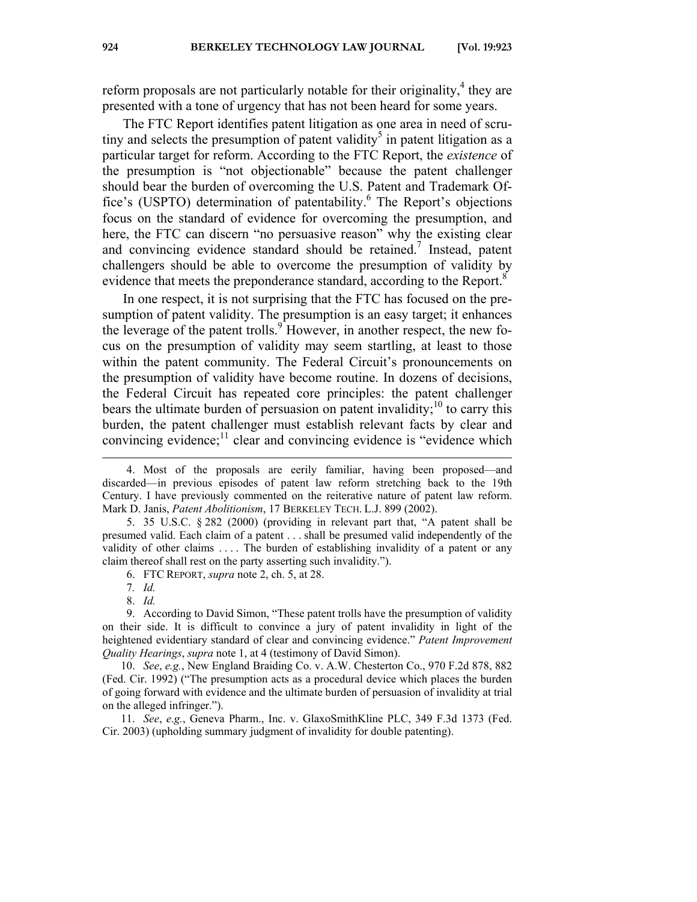reform proposals are not particularly notable for their originality,[4] they are presented with a tone of urgency that has not been heard for some years.

The FTC Report identifies patent litigation as one area in need of scrutiny and selects the presumption of patent validity[5] in patent litigation as a particular target for reform. According to the FTC Report, the *existence* of the presumption is "not objectionable" because the patent challenger should bear the burden of overcoming the U.S. Patent and Trademark Office's (USPTO) determination of patentability.[6] The Report's objections focus on the standard of evidence for overcoming the presumption, and here, the FTC can discern "no persuasive reason" why the existing clear and convincing evidence standard should be retained.[7] Instead, patent challengers should be able to overcome the presumption of validity by evidence that meets the preponderance standard, according to the Report.[8]

In one respect, it is not surprising that the FTC has focused on the presumption of patent validity. The presumption is an easy target; it enhances the leverage of the patent trolls.[9] However, in another respect, the new focus on the presumption of validity may seem startling, at least to those within the patent community. The Federal Circuit's pronouncements on the presumption of validity have become routine. In dozens of decisions, the Federal Circuit has repeated core principles: the patent challenger bears the ultimate burden of persuasion on patent invalidity;[10] to carry this burden, the patent challenger must establish relevant facts by clear and convincing evidence;[11] clear and convincing evidence is "evidence which

---

4. Most of the proposals are eerily familiar, having been proposed—and discarded—in previous episodes of patent law reform stretching back to the 19th Century. I have previously commented on the reiterative nature of patent law reform. Mark D. Janis, *Patent Abolitionism*, 17 BERKELEY TECH. L.J. 899 (2002).

5. 35 U.S.C. § 282 (2000) (providing in relevant part that, "A patent shall be presumed valid. Each claim of a patent . . . shall be presumed valid independently of the validity of other claims . . . . The burden of establishing invalidity of a patent or any claim thereof shall rest on the party asserting such invalidity.").

6. FTC REPORT, *supra* note 2, ch. 5, at 28.

7. *Id.*

8. *Id.*

9. According to David Simon, "These patent trolls have the presumption of validity on their side. It is difficult to convince a jury of patent invalidity in light of the heightened evidentiary standard of clear and convincing evidence." *Patent Improvement Quality Hearings*, *supra* note 1, at 4 (testimony of David Simon).

10. *See*, *e.g.*, New England Braiding Co. v. A.W. Chesterton Co., 970 F.2d 878, 882 (Fed. Cir. 1992) ("The presumption acts as a procedural device which places the burden of going forward with evidence and the ultimate burden of persuasion of invalidity at trial on the alleged infringer.").

11. *See*, *e.g.*, Geneva Pharm., Inc. v. GlaxoSmithKline PLC, 349 F.3d 1373 (Fed. Cir. 2003) (upholding summary judgment of invalidity for double patenting).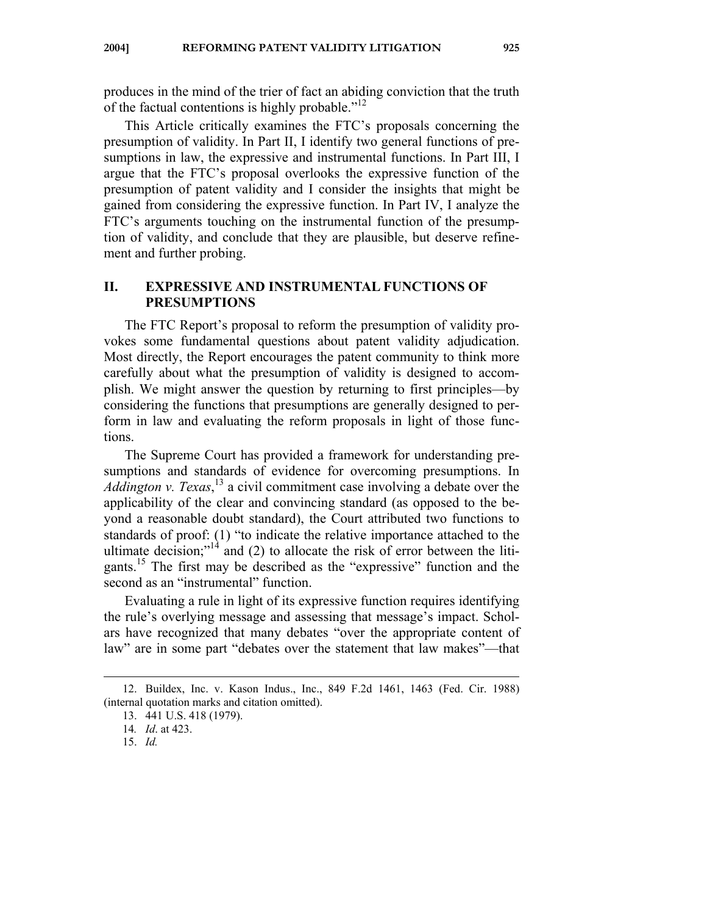produces in the mind of the trier of fact an abiding conviction that the truth of the factual contentions is highly probable."[12]

This Article critically examines the FTC's proposals concerning the presumption of validity. In Part II, I identify two general functions of presumptions in law, the expressive and instrumental functions. In Part III, I argue that the FTC's proposal overlooks the expressive function of the presumption of patent validity and I consider the insights that might be gained from considering the expressive function. In Part IV, I analyze the FTC's arguments touching on the instrumental function of the presumption of validity, and conclude that they are plausible, but deserve refinement and further probing.

## II. EXPRESSIVE AND INSTRUMENTAL FUNCTIONS OF PRESUMPTIONS

The FTC Report's proposal to reform the presumption of validity provokes some fundamental questions about patent validity adjudication. Most directly, the Report encourages the patent community to think more carefully about what the presumption of validity is designed to accomplish. We might answer the question by returning to first principles—by considering the functions that presumptions are generally designed to perform in law and evaluating the reform proposals in light of those functions.

The Supreme Court has provided a framework for understanding presumptions and standards of evidence for overcoming presumptions. In *Addington v. Texas*,[13] a civil commitment case involving a debate over the applicability of the clear and convincing standard (as opposed to the beyond a reasonable doubt standard), the Court attributed two functions to standards of proof: (1) "to indicate the relative importance attached to the ultimate decision;"[14] and (2) to allocate the risk of error between the litigants.[15] The first may be described as the "expressive" function and the second as an "instrumental" function.

Evaluating a rule in light of its expressive function requires identifying the rule's overlying message and assessing that message's impact. Scholars have recognized that many debates "over the appropriate content of law" are in some part "debates over the statement that law makes"—that

---

12. Buildex, Inc. v. Kason Indus., Inc., 849 F.2d 1461, 1463 (Fed. Cir. 1988) (internal quotation marks and citation omitted).

13. 441 U.S. 418 (1979).

14. *Id*. at 423.

15. *Id.*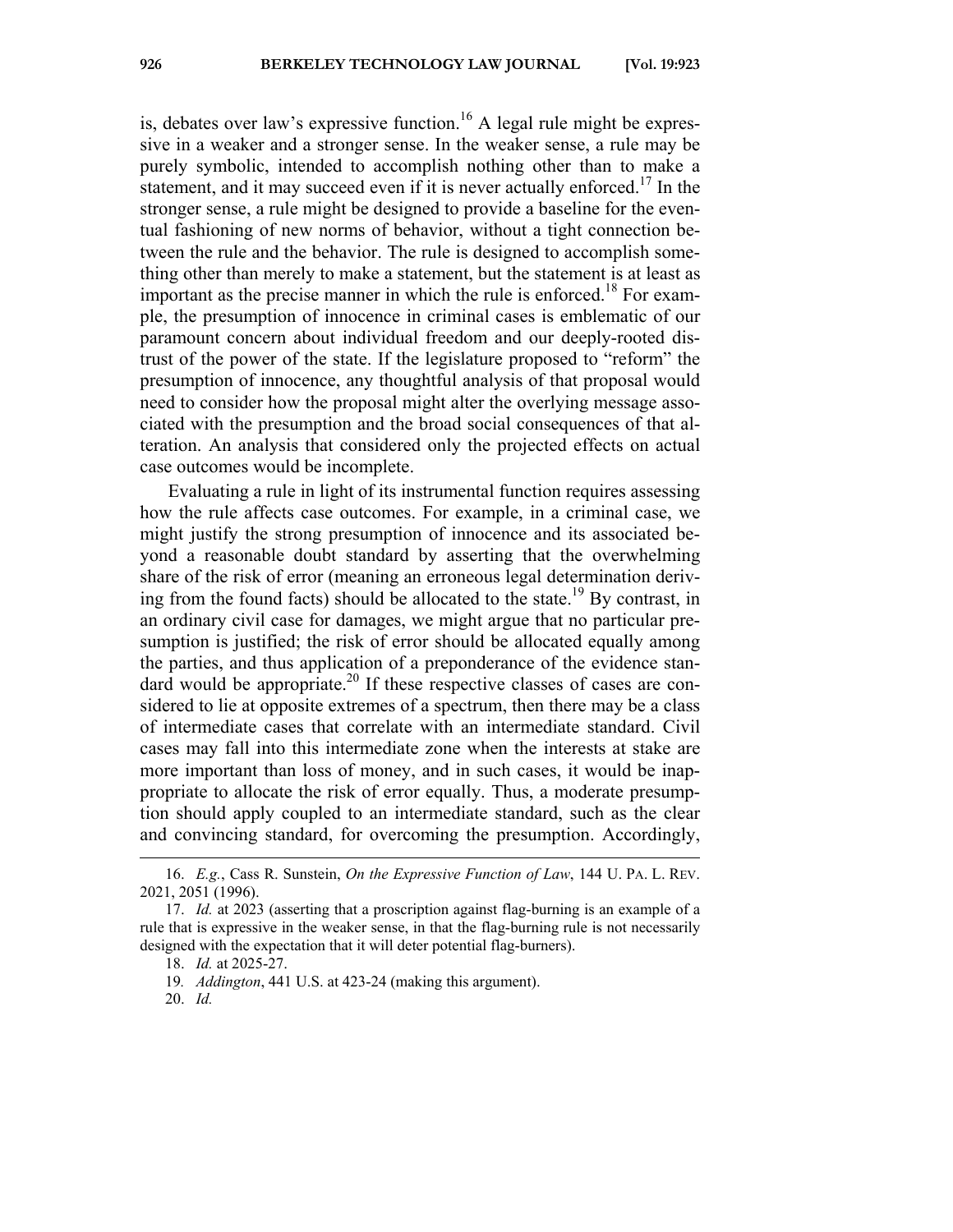is, debates over law's expressive function.[16] A legal rule might be expressive in a weaker and a stronger sense. In the weaker sense, a rule may be purely symbolic, intended to accomplish nothing other than to make a statement, and it may succeed even if it is never actually enforced.[17] In the stronger sense, a rule might be designed to provide a baseline for the eventual fashioning of new norms of behavior, without a tight connection between the rule and the behavior. The rule is designed to accomplish something other than merely to make a statement, but the statement is at least as important as the precise manner in which the rule is enforced.[18] For example, the presumption of innocence in criminal cases is emblematic of our paramount concern about individual freedom and our deeply-rooted distrust of the power of the state. If the legislature proposed to "reform" the presumption of innocence, any thoughtful analysis of that proposal would need to consider how the proposal might alter the overlying message associated with the presumption and the broad social consequences of that alteration. An analysis that considered only the projected effects on actual case outcomes would be incomplete.

Evaluating a rule in light of its instrumental function requires assessing how the rule affects case outcomes. For example, in a criminal case, we might justify the strong presumption of innocence and its associated beyond a reasonable doubt standard by asserting that the overwhelming share of the risk of error (meaning an erroneous legal determination deriving from the found facts) should be allocated to the state.[19] By contrast, in an ordinary civil case for damages, we might argue that no particular presumption is justified; the risk of error should be allocated equally among the parties, and thus application of a preponderance of the evidence standard would be appropriate.[20] If these respective classes of cases are considered to lie at opposite extremes of a spectrum, then there may be a class of intermediate cases that correlate with an intermediate standard. Civil cases may fall into this intermediate zone when the interests at stake are more important than loss of money, and in such cases, it would be inappropriate to allocate the risk of error equally. Thus, a moderate presumption should apply coupled to an intermediate standard, such as the clear and convincing standard, for overcoming the presumption. Accordingly,

---

16. *E.g.*, Cass R. Sunstein, *On the Expressive Function of Law*, 144 U. PA. L. REV. 2021, 2051 (1996).

17. *Id.* at 2023 (asserting that a proscription against flag-burning is an example of a rule that is expressive in the weaker sense, in that the flag-burning rule is not necessarily designed with the expectation that it will deter potential flag-burners).

18. *Id.* at 2025-27.

19. *Addington*, 441 U.S. at 423-24 (making this argument).

20. *Id.*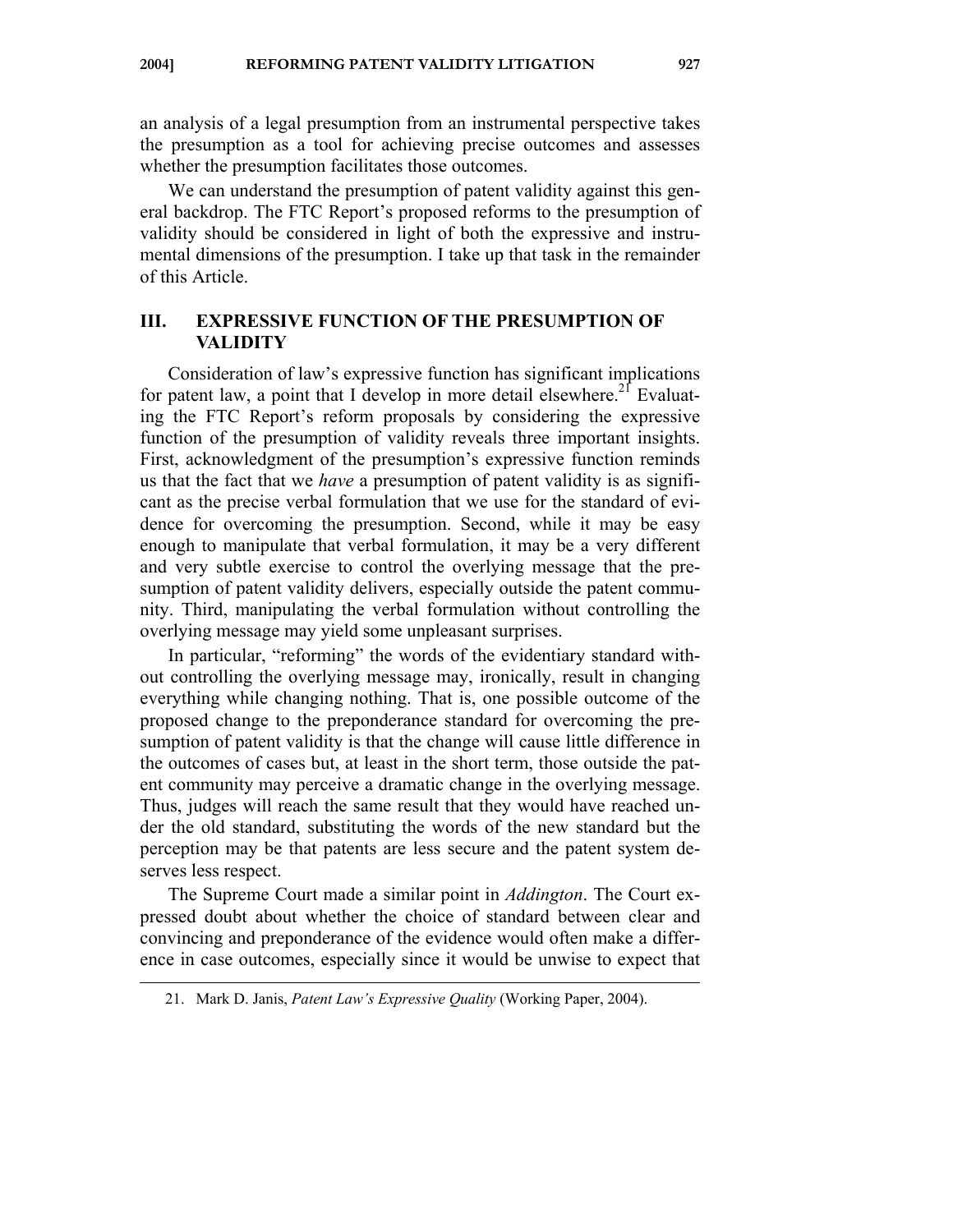an analysis of a legal presumption from an instrumental perspective takes the presumption as a tool for achieving precise outcomes and assesses whether the presumption facilitates those outcomes.

We can understand the presumption of patent validity against this general backdrop. The FTC Report's proposed reforms to the presumption of validity should be considered in light of both the expressive and instrumental dimensions of the presumption. I take up that task in the remainder of this Article.

## III. EXPRESSIVE FUNCTION OF THE PRESUMPTION OF VALIDITY

Consideration of law's expressive function has significant implications for patent law, a point that I develop in more detail elsewhere.[21] Evaluating the FTC Report's reform proposals by considering the expressive function of the presumption of validity reveals three important insights. First, acknowledgment of the presumption's expressive function reminds us that the fact that we *have* a presumption of patent validity is as significant as the precise verbal formulation that we use for the standard of evidence for overcoming the presumption. Second, while it may be easy enough to manipulate that verbal formulation, it may be a very different and very subtle exercise to control the overlying message that the presumption of patent validity delivers, especially outside the patent community. Third, manipulating the verbal formulation without controlling the overlying message may yield some unpleasant surprises.

In particular, "reforming" the words of the evidentiary standard without controlling the overlying message may, ironically, result in changing everything while changing nothing. That is, one possible outcome of the proposed change to the preponderance standard for overcoming the presumption of patent validity is that the change will cause little difference in the outcomes of cases but, at least in the short term, those outside the patent community may perceive a dramatic change in the overlying message. Thus, judges will reach the same result that they would have reached under the old standard, substituting the words of the new standard but the perception may be that patents are less secure and the patent system deserves less respect.

The Supreme Court made a similar point in *Addington*. The Court expressed doubt about whether the choice of standard between clear and convincing and preponderance of the evidence would often make a difference in case outcomes, especially since it would be unwise to expect that

21. Mark D. Janis, *Patent Law's Expressive Quality* (Working Paper, 2004).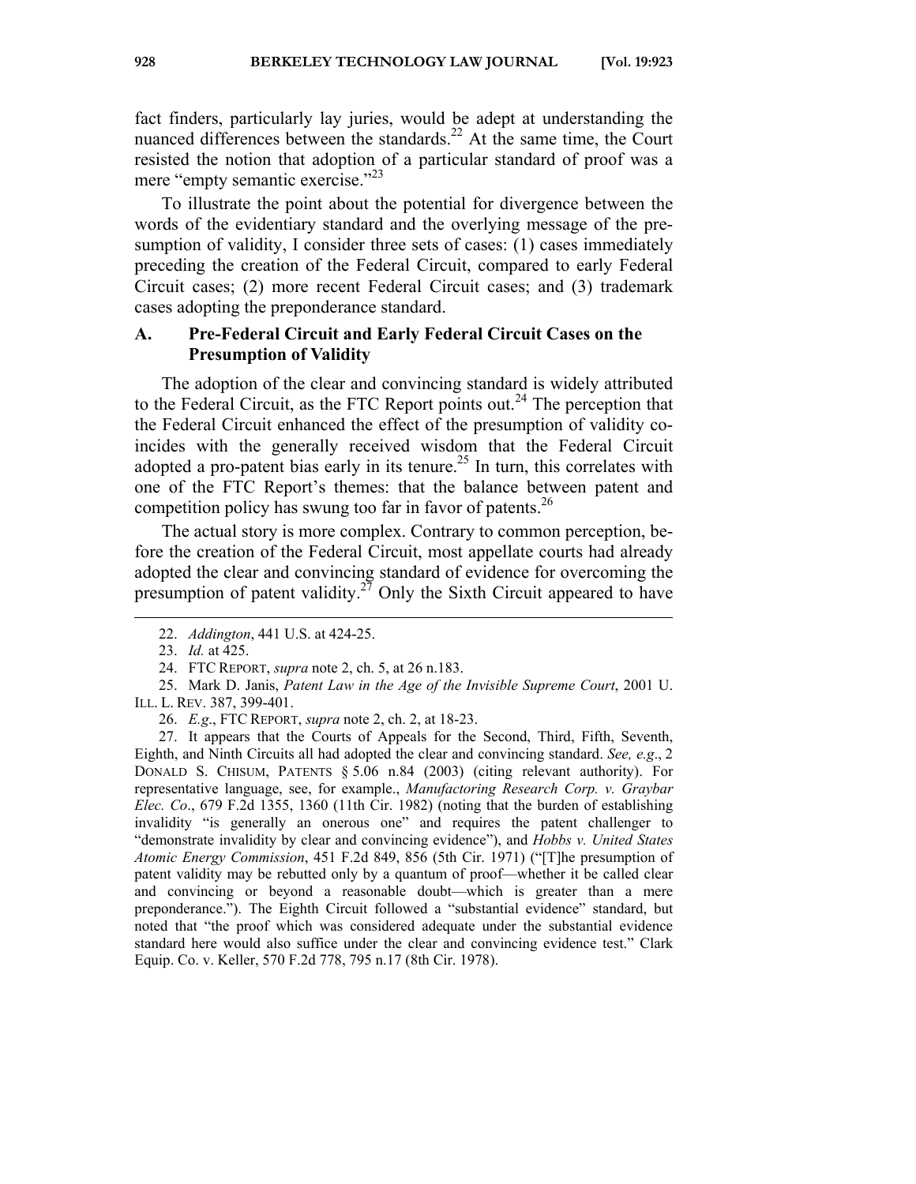fact finders, particularly lay juries, would be adept at understanding the nuanced differences between the standards.[22] At the same time, the Court resisted the notion that adoption of a particular standard of proof was a mere "empty semantic exercise."[23]

To illustrate the point about the potential for divergence between the words of the evidentiary standard and the overlying message of the presumption of validity, I consider three sets of cases: (1) cases immediately preceding the creation of the Federal Circuit, compared to early Federal Circuit cases; (2) more recent Federal Circuit cases; and (3) trademark cases adopting the preponderance standard.

## A. Pre-Federal Circuit and Early Federal Circuit Cases on the Presumption of Validity

The adoption of the clear and convincing standard is widely attributed to the Federal Circuit, as the FTC Report points out.[24] The perception that the Federal Circuit enhanced the effect of the presumption of validity coincides with the generally received wisdom that the Federal Circuit adopted a pro-patent bias early in its tenure.[25] In turn, this correlates with one of the FTC Report's themes: that the balance between patent and competition policy has swung too far in favor of patents.[26]

The actual story is more complex. Contrary to common perception, before the creation of the Federal Circuit, most appellate courts had already adopted the clear and convincing standard of evidence for overcoming the presumption of patent validity.[27] Only the Sixth Circuit appeared to have

---

22. *Addington*, 441 U.S. at 424-25.

23. *Id.* at 425.

24. FTC REPORT, *supra* note 2, ch. 5, at 26 n.183.

25. Mark D. Janis, *Patent Law in the Age of the Invisible Supreme Court*, 2001 U. ILL. L. REV. 387, 399-401.

26. *E.g*., FTC REPORT, *supra* note 2, ch. 2, at 18-23.

27. It appears that the Courts of Appeals for the Second, Third, Fifth, Seventh, Eighth, and Ninth Circuits all had adopted the clear and convincing standard. *See, e.g*., 2 DONALD S. CHISUM, PATENTS § 5.06 n.84 (2003) (citing relevant authority). For representative language, see, for example., *Manufactoring Research Corp. v. Graybar Elec. Co*., 679 F.2d 1355, 1360 (11th Cir. 1982) (noting that the burden of establishing invalidity "is generally an onerous one" and requires the patent challenger to "demonstrate invalidity by clear and convincing evidence"), and *Hobbs v. United States Atomic Energy Commission*, 451 F.2d 849, 856 (5th Cir. 1971) ("[T]he presumption of patent validity may be rebutted only by a quantum of proof—whether it be called clear and convincing or beyond a reasonable doubt—which is greater than a mere preponderance."). The Eighth Circuit followed a "substantial evidence" standard, but noted that "the proof which was considered adequate under the substantial evidence standard here would also suffice under the clear and convincing evidence test." Clark Equip. Co. v. Keller, 570 F.2d 778, 795 n.17 (8th Cir. 1978).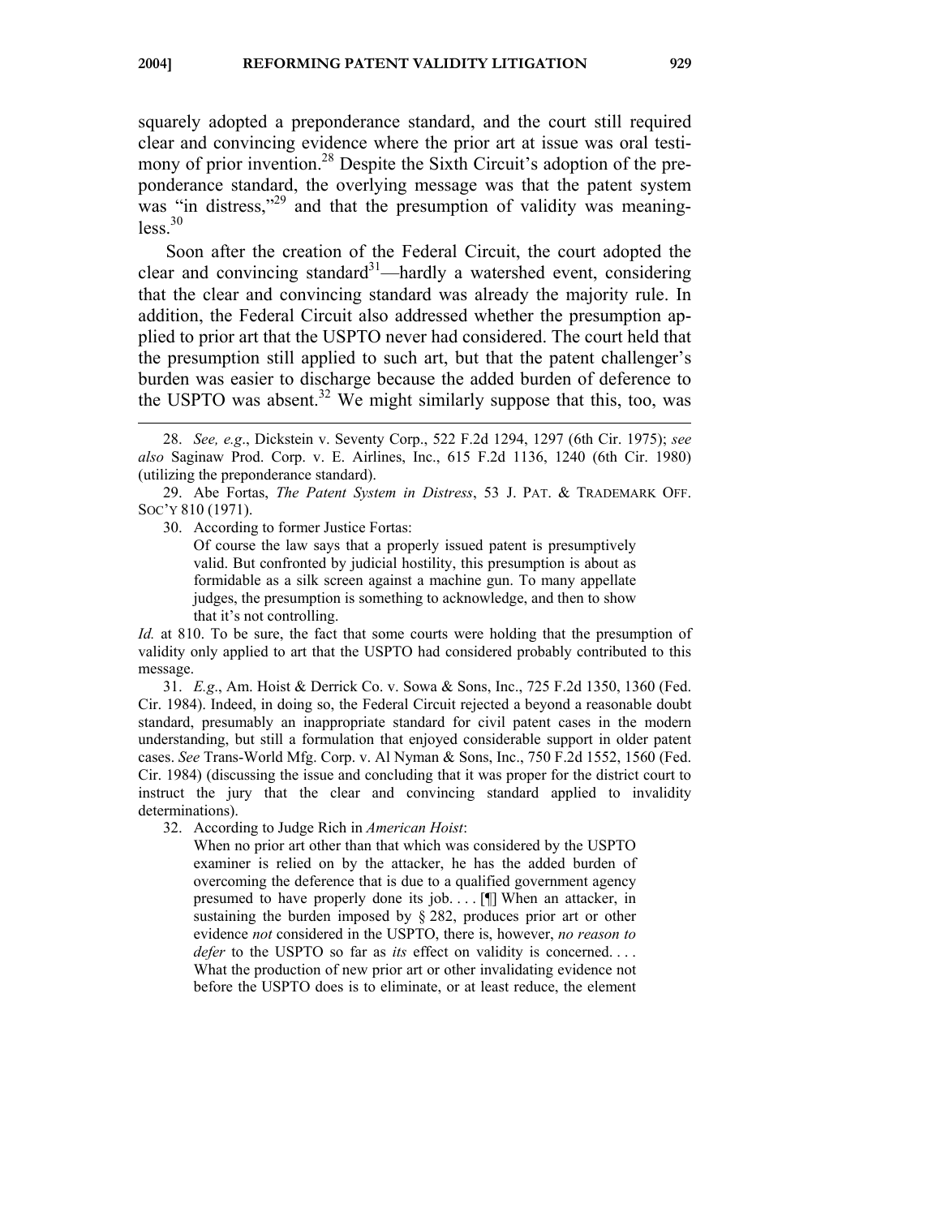squarely adopted a preponderance standard, and the court still required clear and convincing evidence where the prior art at issue was oral testimony of prior invention.[28] Despite the Sixth Circuit's adoption of the preponderance standard, the overlying message was that the patent system was "in distress,"[29] and that the presumption of validity was meaningless.[30]

Soon after the creation of the Federal Circuit, the court adopted the clear and convincing standard[31]—hardly a watershed event, considering that the clear and convincing standard was already the majority rule. In addition, the Federal Circuit also addressed whether the presumption applied to prior art that the USPTO never had considered. The court held that the presumption still applied to such art, but that the patent challenger's burden was easier to discharge because the added burden of deference to the USPTO was absent.[32] We might similarly suppose that this, too, was

---

28. *See, e.g*., Dickstein v. Seventy Corp., 522 F.2d 1294, 1297 (6th Cir. 1975); *see also* Saginaw Prod. Corp. v. E. Airlines, Inc., 615 F.2d 1136, 1240 (6th Cir. 1980) (utilizing the preponderance standard).

29. Abe Fortas, *The Patent System in Distress*, 53 J. PAT. & TRADEMARK OFF. SOC'Y 810 (1971).

30. According to former Justice Fortas:

> Of course the law says that a properly issued patent is presumptively valid. But confronted by judicial hostility, this presumption is about as formidable as a silk screen against a machine gun. To many appellate judges, the presumption is something to acknowledge, and then to show that it's not controlling.

*Id.* at 810. To be sure, the fact that some courts were holding that the presumption of validity only applied to art that the USPTO had considered probably contributed to this message.

31. *E.g*., Am. Hoist & Derrick Co. v. Sowa & Sons, Inc., 725 F.2d 1350, 1360 (Fed. Cir. 1984). Indeed, in doing so, the Federal Circuit rejected a beyond a reasonable doubt standard, presumably an inappropriate standard for civil patent cases in the modern understanding, but still a formulation that enjoyed considerable support in older patent cases. *See* Trans-World Mfg. Corp. v. Al Nyman & Sons, Inc., 750 F.2d 1552, 1560 (Fed. Cir. 1984) (discussing the issue and concluding that it was proper for the district court to instruct the jury that the clear and convincing standard applied to invalidity determinations).

32. According to Judge Rich in *American Hoist*:

> When no prior art other than that which was considered by the USPTO examiner is relied on by the attacker, he has the added burden of overcoming the deference that is due to a qualified government agency presumed to have properly done its job. . . . [¶] When an attacker, in sustaining the burden imposed by § 282, produces prior art or other evidence *not* considered in the USPTO, there is, however, *no reason to defer* to the USPTO so far as *its* effect on validity is concerned. . . . What the production of new prior art or other invalidating evidence not before the USPTO does is to eliminate, or at least reduce, the element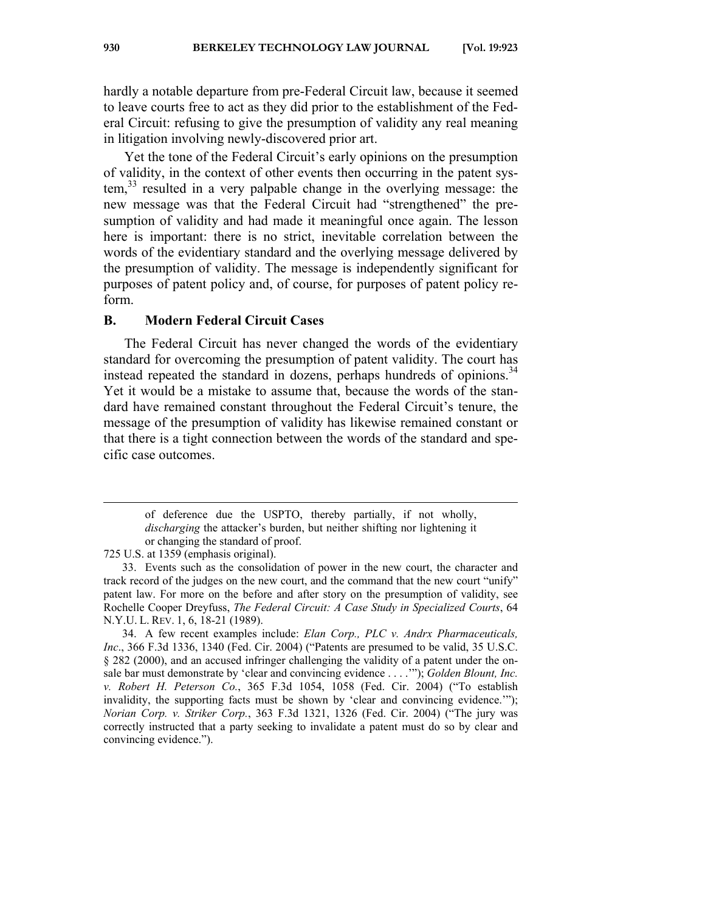hardly a notable departure from pre-Federal Circuit law, because it seemed to leave courts free to act as they did prior to the establishment of the Federal Circuit: refusing to give the presumption of validity any real meaning in litigation involving newly-discovered prior art.

Yet the tone of the Federal Circuit's early opinions on the presumption of validity, in the context of other events then occurring in the patent system,[33] resulted in a very palpable change in the overlying message: the new message was that the Federal Circuit had "strengthened" the presumption of validity and had made it meaningful once again. The lesson here is important: there is no strict, inevitable correlation between the words of the evidentiary standard and the overlying message delivered by the presumption of validity. The message is independently significant for purposes of patent policy and, of course, for purposes of patent policy reform.

## B. Modern Federal Circuit Cases

The Federal Circuit has never changed the words of the evidentiary standard for overcoming the presumption of patent validity. The court has instead repeated the standard in dozens, perhaps hundreds of opinions.[34] Yet it would be a mistake to assume that, because the words of the standard have remained constant throughout the Federal Circuit's tenure, the message of the presumption of validity has likewise remained constant or that there is a tight connection between the words of the standard and specific case outcomes.

---

> of deference due the USPTO, thereby partially, if not wholly, *discharging* the attacker's burden, but neither shifting nor lightening it or changing the standard of proof.

725 U.S. at 1359 (emphasis original).

33. Events such as the consolidation of power in the new court, the character and track record of the judges on the new court, and the command that the new court "unify" patent law. For more on the before and after story on the presumption of validity, see Rochelle Cooper Dreyfuss, *The Federal Circuit: A Case Study in Specialized Courts*, 64 N.Y.U. L. REV. 1, 6, 18-21 (1989).

34. A few recent examples include: *Elan Corp., PLC v. Andrx Pharmaceuticals, Inc*., 366 F.3d 1336, 1340 (Fed. Cir. 2004) ("Patents are presumed to be valid, 35 U.S.C. § 282 (2000), and an accused infringer challenging the validity of a patent under the on-sale bar must demonstrate by 'clear and convincing evidence . . . .'"); *Golden Blount, Inc. v. Robert H. Peterson Co.*, 365 F.3d 1054, 1058 (Fed. Cir. 2004) ("To establish invalidity, the supporting facts must be shown by 'clear and convincing evidence.'"); *Norian Corp. v. Striker Corp.*, 363 F.3d 1321, 1326 (Fed. Cir. 2004) ("The jury was correctly instructed that a party seeking to invalidate a patent must do so by clear and convincing evidence.").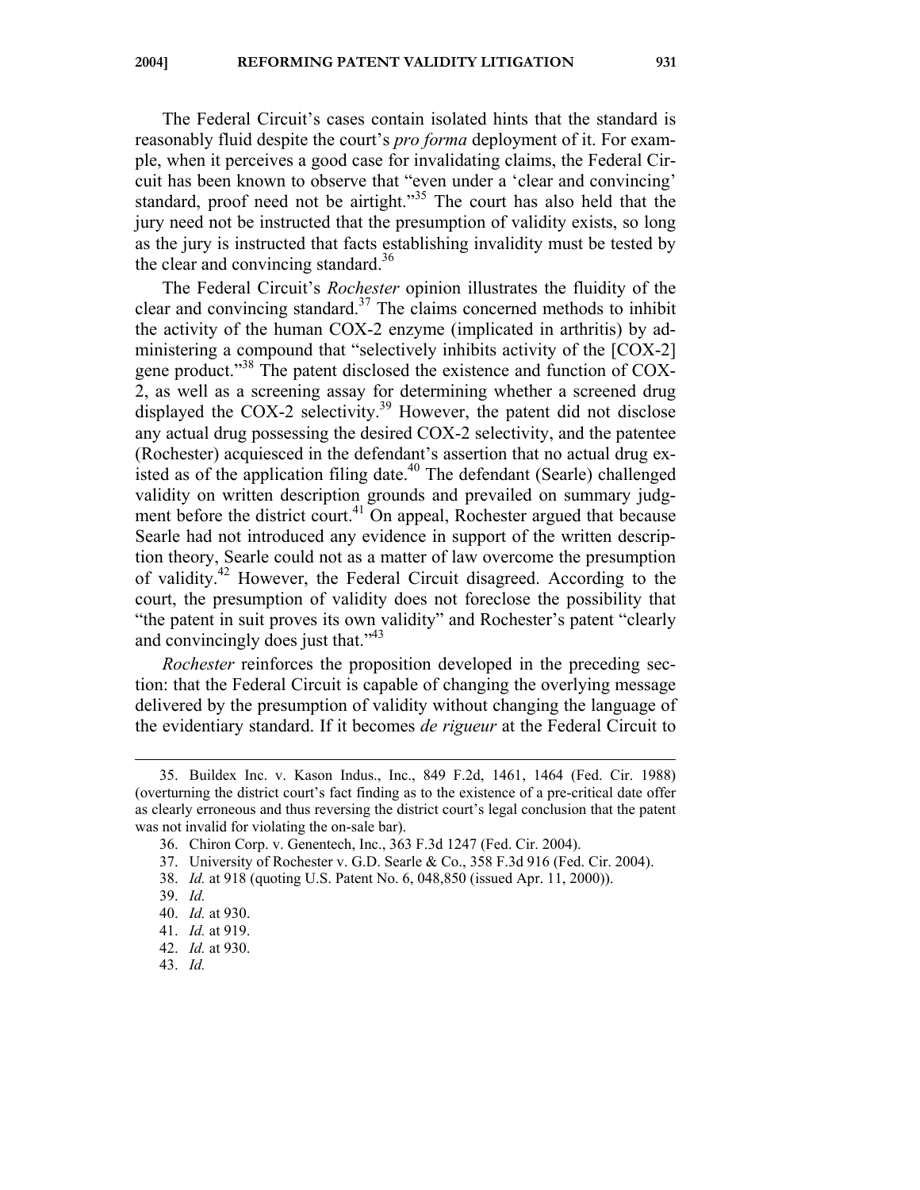The Federal Circuit's cases contain isolated hints that the standard is reasonably fluid despite the court's *pro forma* deployment of it. For example, when it perceives a good case for invalidating claims, the Federal Circuit has been known to observe that "even under a 'clear and convincing' standard, proof need not be airtight."[35] The court has also held that the jury need not be instructed that the presumption of validity exists, so long as the jury is instructed that facts establishing invalidity must be tested by the clear and convincing standard.[36]

The Federal Circuit's *Rochester* opinion illustrates the fluidity of the clear and convincing standard.[37] The claims concerned methods to inhibit the activity of the human COX-2 enzyme (implicated in arthritis) by administering a compound that "selectively inhibits activity of the [COX-2] gene product."[38] The patent disclosed the existence and function of COX-2, as well as a screening assay for determining whether a screened drug displayed the COX-2 selectivity.[39] However, the patent did not disclose any actual drug possessing the desired COX-2 selectivity, and the patentee (Rochester) acquiesced in the defendant's assertion that no actual drug existed as of the application filing date.[40] The defendant (Searle) challenged validity on written description grounds and prevailed on summary judgment before the district court.[41] On appeal, Rochester argued that because Searle had not introduced any evidence in support of the written description theory, Searle could not as a matter of law overcome the presumption of validity.[42] However, the Federal Circuit disagreed. According to the court, the presumption of validity does not foreclose the possibility that "the patent in suit proves its own validity" and Rochester's patent "clearly and convincingly does just that."[43]

*Rochester* reinforces the proposition developed in the preceding section: that the Federal Circuit is capable of changing the overlying message delivered by the presumption of validity without changing the language of the evidentiary standard. If it becomes *de rigueur* at the Federal Circuit to

---

35. Buildex Inc. v. Kason Indus., Inc., 849 F.2d, 1461, 1464 (Fed. Cir. 1988) (overturning the district court's fact finding as to the existence of a pre-critical date offer as clearly erroneous and thus reversing the district court's legal conclusion that the patent was not invalid for violating the on-sale bar).

36. Chiron Corp. v. Genentech, Inc., 363 F.3d 1247 (Fed. Cir. 2004).

37. University of Rochester v. G.D. Searle & Co., 358 F.3d 916 (Fed. Cir. 2004).

38. *Id.* at 918 (quoting U.S. Patent No. 6, 048,850 (issued Apr. 11, 2000)).

39. *Id.*

40. *Id.* at 930.

41. *Id.* at 919.

42. *Id.* at 930.

43. *Id.*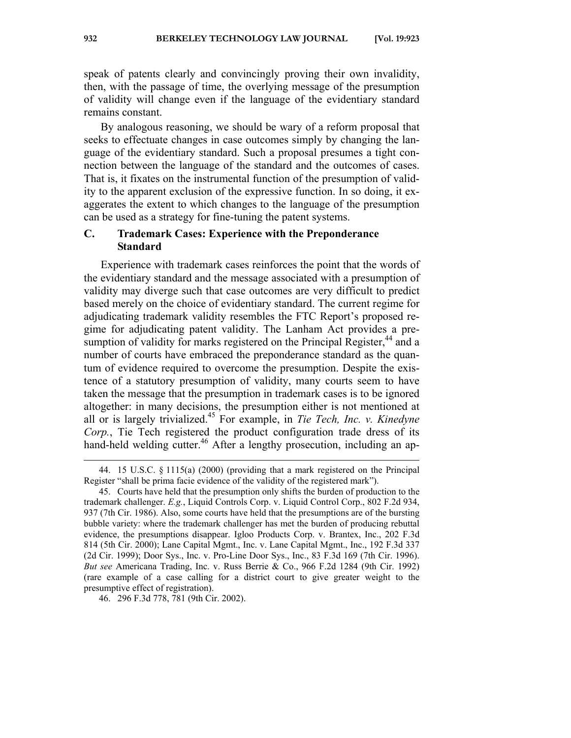speak of patents clearly and convincingly proving their own invalidity, then, with the passage of time, the overlying message of the presumption of validity will change even if the language of the evidentiary standard remains constant.

By analogous reasoning, we should be wary of a reform proposal that seeks to effectuate changes in case outcomes simply by changing the language of the evidentiary standard. Such a proposal presumes a tight connection between the language of the standard and the outcomes of cases. That is, it fixates on the instrumental function of the presumption of validity to the apparent exclusion of the expressive function. In so doing, it exaggerates the extent to which changes to the language of the presumption can be used as a strategy for fine-tuning the patent systems.

### C. Trademark Cases: Experience with the Preponderance Standard

Experience with trademark cases reinforces the point that the words of the evidentiary standard and the message associated with a presumption of validity may diverge such that case outcomes are very difficult to predict based merely on the choice of evidentiary standard. The current regime for adjudicating trademark validity resembles the FTC Report's proposed regime for adjudicating patent validity. The Lanham Act provides a presumption of validity for marks registered on the Principal Register,[44] and a number of courts have embraced the preponderance standard as the quantum of evidence required to overcome the presumption. Despite the existence of a statutory presumption of validity, many courts seem to have taken the message that the presumption in trademark cases is to be ignored altogether: in many decisions, the presumption either is not mentioned at all or is largely trivialized.[45] For example, in *Tie Tech, Inc. v. Kinedyne Corp.*, Tie Tech registered the product configuration trade dress of its hand-held welding cutter.[46] After a lengthy prosecution, including an ap-

---

44. 15 U.S.C. § 1115(a) (2000) (providing that a mark registered on the Principal Register "shall be prima facie evidence of the validity of the registered mark").

45. Courts have held that the presumption only shifts the burden of production to the trademark challenger. *E.g.*, Liquid Controls Corp. v. Liquid Control Corp., 802 F.2d 934, 937 (7th Cir. 1986). Also, some courts have held that the presumptions are of the bursting bubble variety: where the trademark challenger has met the burden of producing rebuttal evidence, the presumptions disappear. Igloo Products Corp. v. Brantex, Inc., 202 F.3d 814 (5th Cir. 2000); Lane Capital Mgmt., Inc. v. Lane Capital Mgmt., Inc., 192 F.3d 337 (2d Cir. 1999); Door Sys., Inc. v. Pro-Line Door Sys., Inc., 83 F.3d 169 (7th Cir. 1996). *But see* Americana Trading, Inc. v. Russ Berrie & Co., 966 F.2d 1284 (9th Cir. 1992) (rare example of a case calling for a district court to give greater weight to the presumptive effect of registration).

46. 296 F.3d 778, 781 (9th Cir. 2002).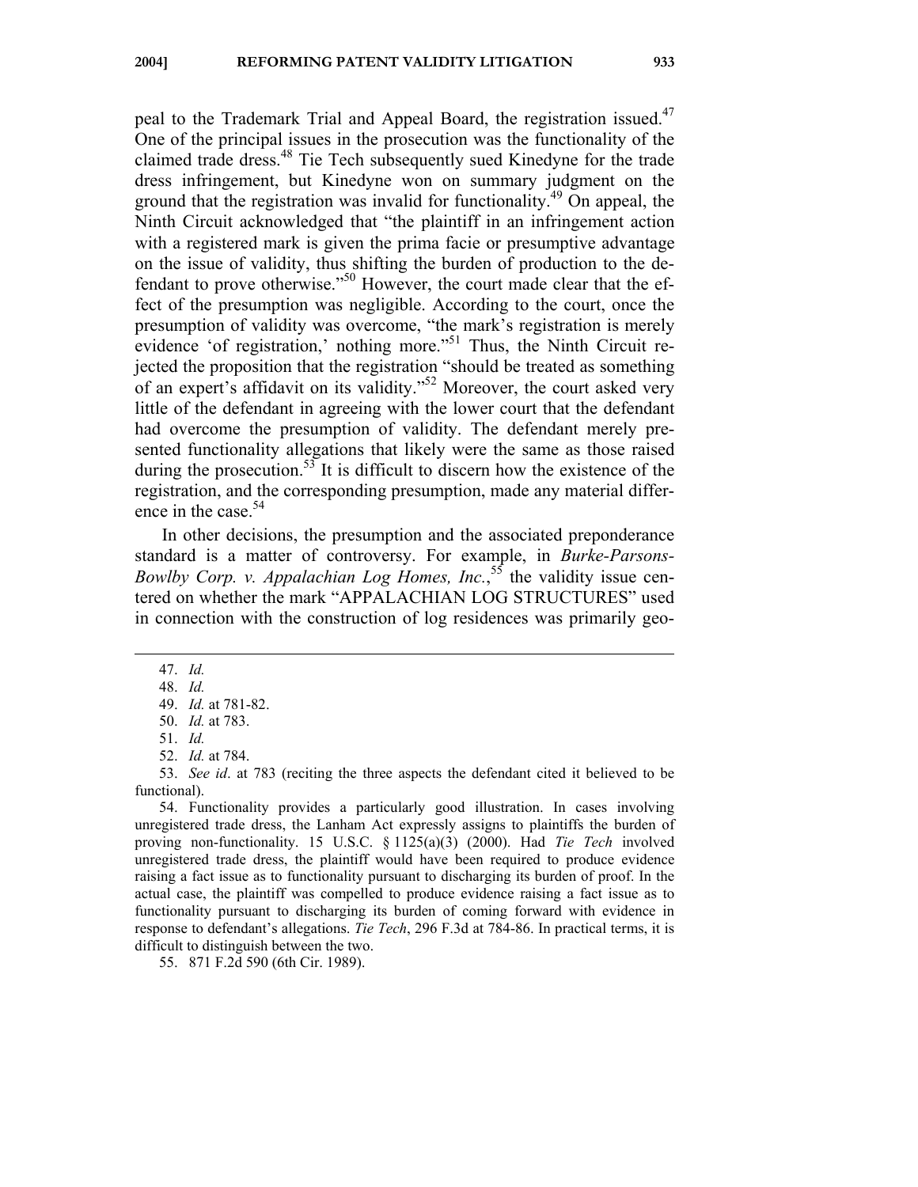peal to the Trademark Trial and Appeal Board, the registration issued.[47] One of the principal issues in the prosecution was the functionality of the claimed trade dress.[48] Tie Tech subsequently sued Kinedyne for the trade dress infringement, but Kinedyne won on summary judgment on the ground that the registration was invalid for functionality.[49] On appeal, the Ninth Circuit acknowledged that "the plaintiff in an infringement action with a registered mark is given the prima facie or presumptive advantage on the issue of validity, thus shifting the burden of production to the defendant to prove otherwise."[50] However, the court made clear that the effect of the presumption was negligible. According to the court, once the presumption of validity was overcome, "the mark's registration is merely evidence 'of registration,' nothing more."[51] Thus, the Ninth Circuit rejected the proposition that the registration "should be treated as something of an expert's affidavit on its validity."[52] Moreover, the court asked very little of the defendant in agreeing with the lower court that the defendant had overcome the presumption of validity. The defendant merely presented functionality allegations that likely were the same as those raised during the prosecution.[53] It is difficult to discern how the existence of the registration, and the corresponding presumption, made any material difference in the case.[54]

In other decisions, the presumption and the associated preponderance standard is a matter of controversy. For example, in *Burke-Parsons-Bowlby Corp. v. Appalachian Log Homes, Inc.*,[55] the validity issue centered on whether the mark "APPALACHIAN LOG STRUCTURES" used in connection with the construction of log residences was primarily geo-

---

47. *Id.*

48. *Id.*

49. *Id.* at 781-82.

50. *Id.* at 783.

51. *Id.*

52. *Id.* at 784.

53. *See id*. at 783 (reciting the three aspects the defendant cited it believed to be functional).

54. Functionality provides a particularly good illustration. In cases involving unregistered trade dress, the Lanham Act expressly assigns to plaintiffs the burden of proving non-functionality. 15 U.S.C. § 1125(a)(3) (2000). Had *Tie Tech* involved unregistered trade dress, the plaintiff would have been required to produce evidence raising a fact issue as to functionality pursuant to discharging its burden of proof. In the actual case, the plaintiff was compelled to produce evidence raising a fact issue as to functionality pursuant to discharging its burden of coming forward with evidence in response to defendant's allegations. *Tie Tech*, 296 F.3d at 784-86. In practical terms, it is difficult to distinguish between the two.

55. 871 F.2d 590 (6th Cir. 1989).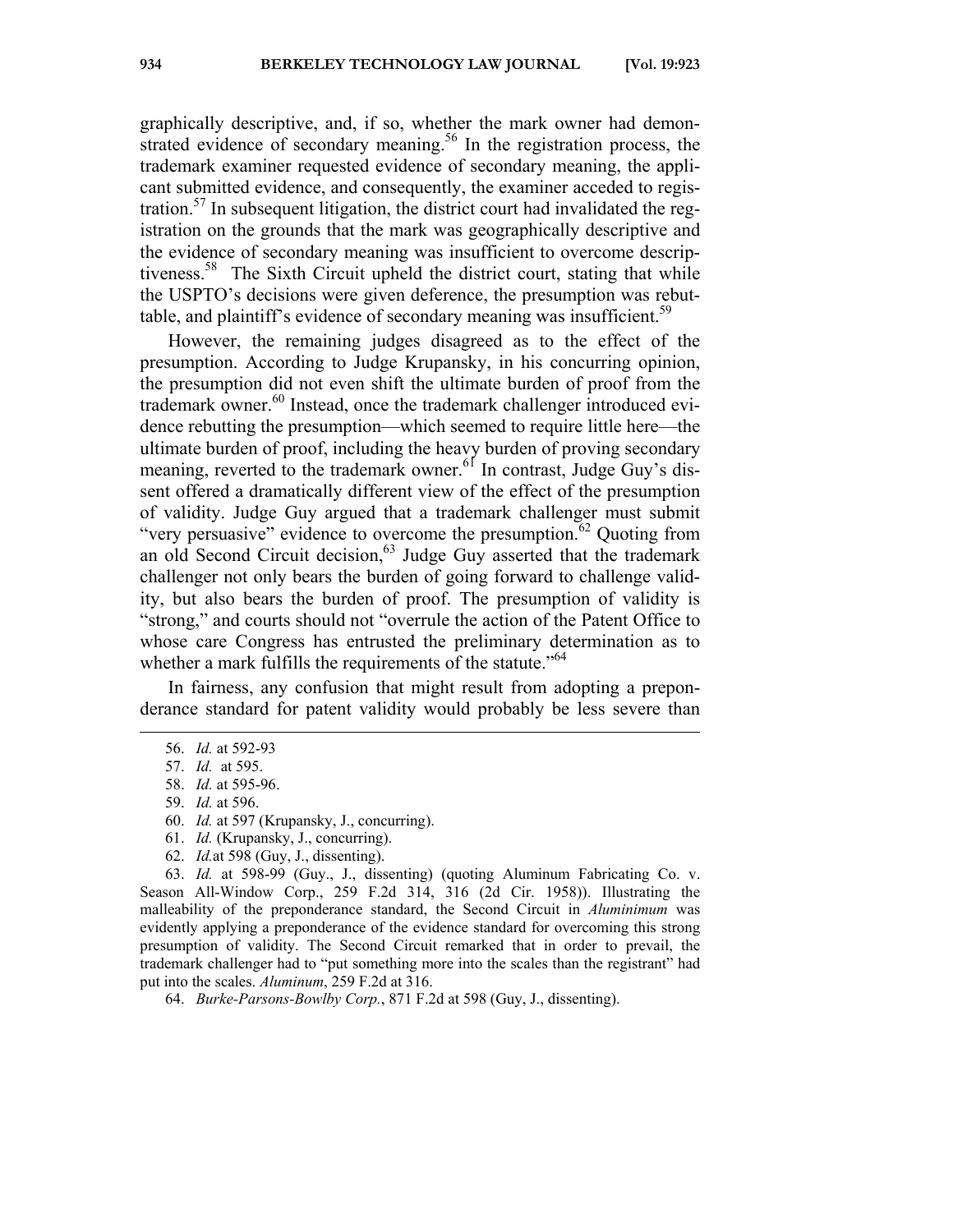graphically descriptive, and, if so, whether the mark owner had demonstrated evidence of secondary meaning.[56] In the registration process, the trademark examiner requested evidence of secondary meaning, the applicant submitted evidence, and consequently, the examiner acceded to registration.[57] In subsequent litigation, the district court had invalidated the registration on the grounds that the mark was geographically descriptive and the evidence of secondary meaning was insufficient to overcome descriptiveness.[58] The Sixth Circuit upheld the district court, stating that while the USPTO's decisions were given deference, the presumption was rebuttable, and plaintiff's evidence of secondary meaning was insufficient.[59]

However, the remaining judges disagreed as to the effect of the presumption. According to Judge Krupansky, in his concurring opinion, the presumption did not even shift the ultimate burden of proof from the trademark owner.[60] Instead, once the trademark challenger introduced evidence rebutting the presumption—which seemed to require little here—the ultimate burden of proof, including the heavy burden of proving secondary meaning, reverted to the trademark owner.[61] In contrast, Judge Guy's dissent offered a dramatically different view of the effect of the presumption of validity. Judge Guy argued that a trademark challenger must submit "very persuasive" evidence to overcome the presumption.[62] Quoting from an old Second Circuit decision,[63] Judge Guy asserted that the trademark challenger not only bears the burden of going forward to challenge validity, but also bears the burden of proof. The presumption of validity is "strong," and courts should not "overrule the action of the Patent Office to whose care Congress has entrusted the preliminary determination as to whether a mark fulfills the requirements of the statute."[64]

In fairness, any confusion that might result from adopting a preponderance standard for patent validity would probably be less severe than

---

56. *Id.* at 592-93

57. *Id.* at 595.

58. *Id.* at 595-96.

59. *Id.* at 596.

60. *Id.* at 597 (Krupansky, J., concurring).

61. *Id.* (Krupansky, J., concurring).

62. *Id.* at 598 (Guy, J., dissenting).

63. *Id.* at 598-99 (Guy., J., dissenting) (quoting Aluminum Fabricating Co. v. Season All-Window Corp., 259 F.2d 314, 316 (2d Cir. 1958)). Illustrating the malleability of the preponderance standard, the Second Circuit in *Aluminimum* was evidently applying a preponderance of the evidence standard for overcoming this strong presumption of validity. The Second Circuit remarked that in order to prevail, the trademark challenger had to "put something more into the scales than the registrant" had put into the scales. *Aluminum*, 259 F.2d at 316.

64. *Burke-Parsons-Bowlby Corp.*, 871 F.2d at 598 (Guy, J., dissenting).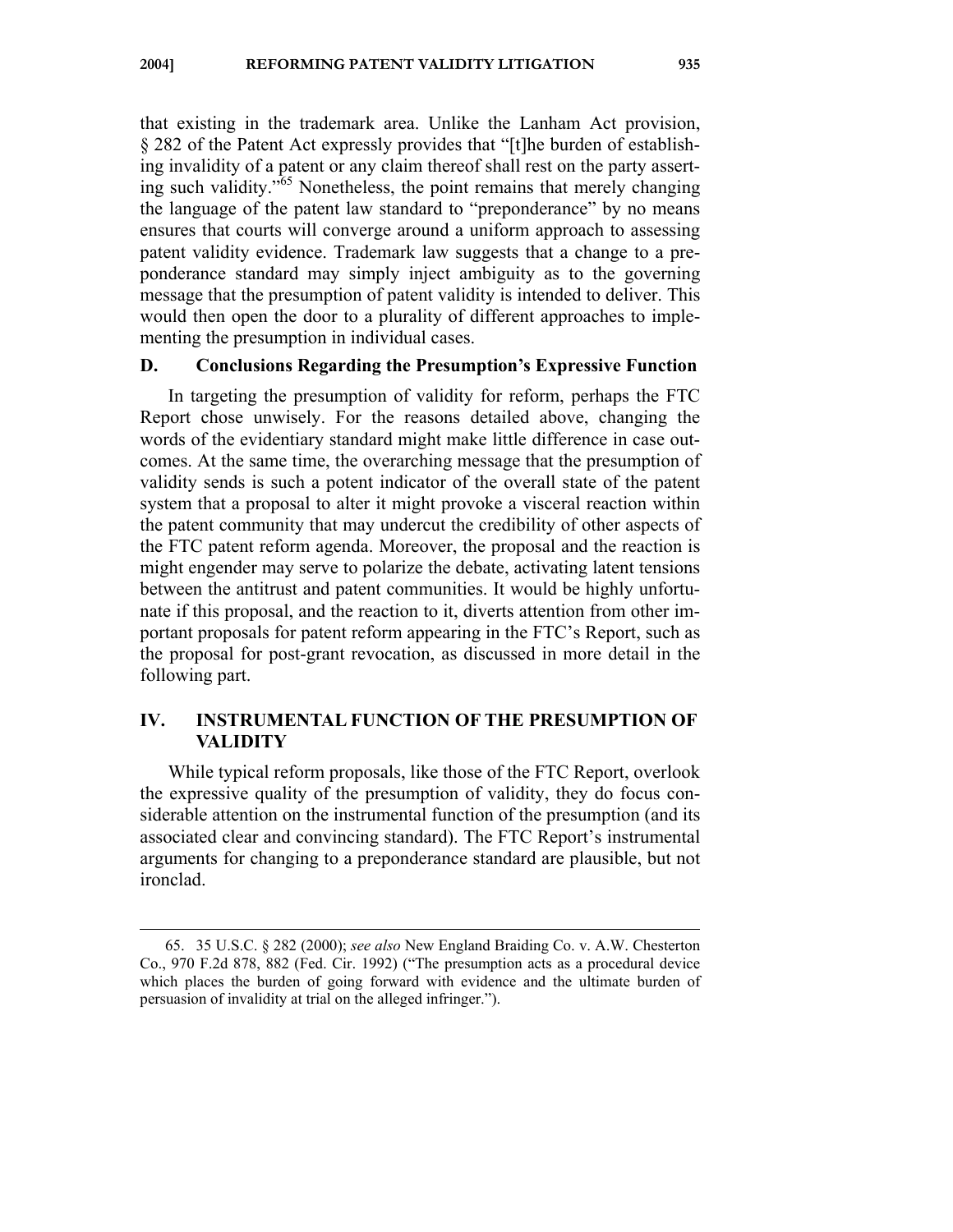that existing in the trademark area. Unlike the Lanham Act provision, § 282 of the Patent Act expressly provides that "[t]he burden of establishing invalidity of a patent or any claim thereof shall rest on the party asserting such validity."[65] Nonetheless, the point remains that merely changing the language of the patent law standard to "preponderance" by no means ensures that courts will converge around a uniform approach to assessing patent validity evidence. Trademark law suggests that a change to a preponderance standard may simply inject ambiguity as to the governing message that the presumption of patent validity is intended to deliver. This would then open the door to a plurality of different approaches to implementing the presumption in individual cases.

### D. Conclusions Regarding the Presumption's Expressive Function

In targeting the presumption of validity for reform, perhaps the FTC Report chose unwisely. For the reasons detailed above, changing the words of the evidentiary standard might make little difference in case outcomes. At the same time, the overarching message that the presumption of validity sends is such a potent indicator of the overall state of the patent system that a proposal to alter it might provoke a visceral reaction within the patent community that may undercut the credibility of other aspects of the FTC patent reform agenda. Moreover, the proposal and the reaction is might engender may serve to polarize the debate, activating latent tensions between the antitrust and patent communities. It would be highly unfortunate if this proposal, and the reaction to it, diverts attention from other important proposals for patent reform appearing in the FTC's Report, such as the proposal for post-grant revocation, as discussed in more detail in the following part.

## IV. INSTRUMENTAL FUNCTION OF THE PRESUMPTION OF VALIDITY

While typical reform proposals, like those of the FTC Report, overlook the expressive quality of the presumption of validity, they do focus considerable attention on the instrumental function of the presumption (and its associated clear and convincing standard). The FTC Report's instrumental arguments for changing to a preponderance standard are plausible, but not ironclad.

---

65. 35 U.S.C. § 282 (2000); *see also* New England Braiding Co. v. A.W. Chesterton Co., 970 F.2d 878, 882 (Fed. Cir. 1992) ("The presumption acts as a procedural device which places the burden of going forward with evidence and the ultimate burden of persuasion of invalidity at trial on the alleged infringer.").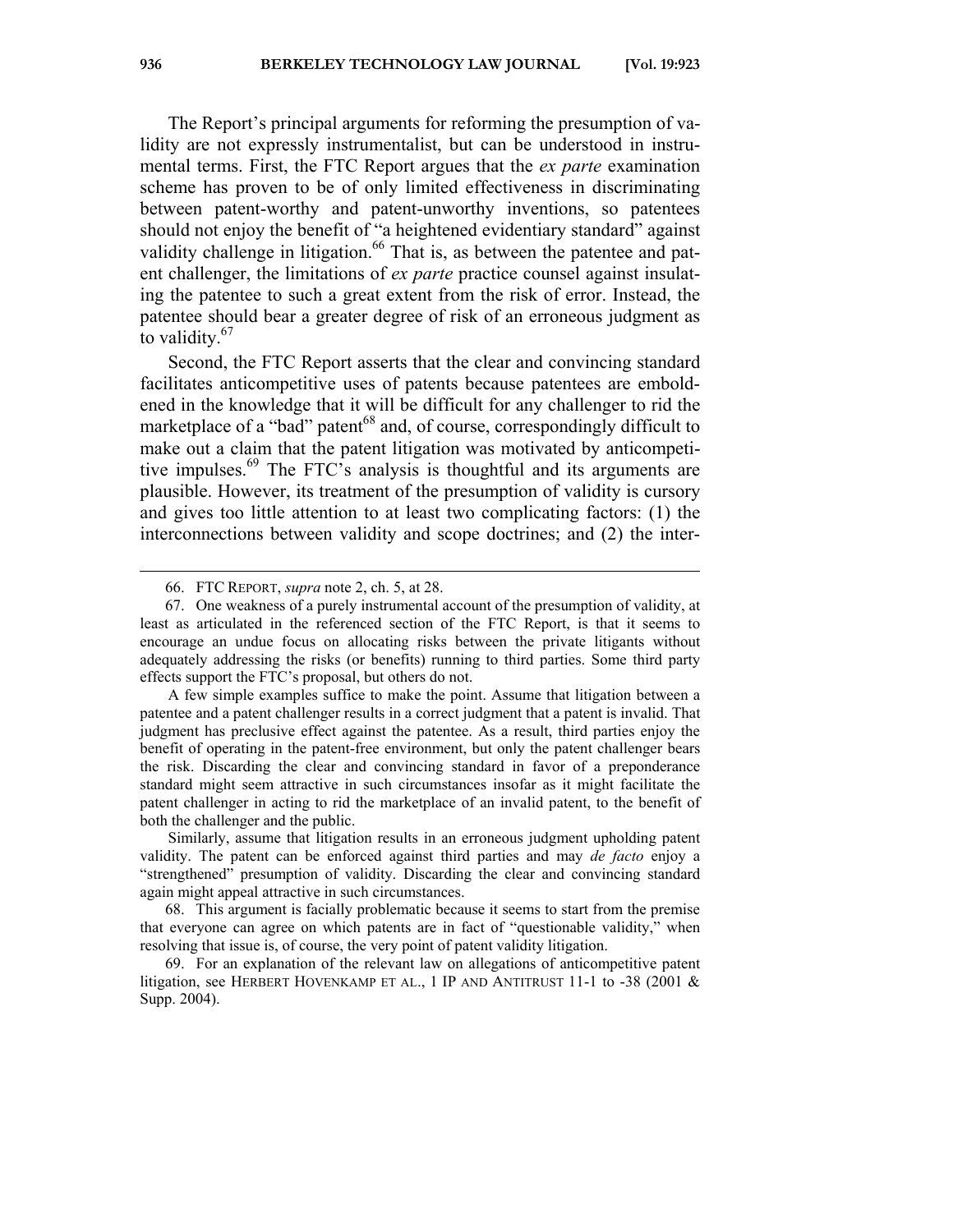The Report's principal arguments for reforming the presumption of validity are not expressly instrumentalist, but can be understood in instrumental terms. First, the FTC Report argues that the *ex parte* examination scheme has proven to be of only limited effectiveness in discriminating between patent-worthy and patent-unworthy inventions, so patentees should not enjoy the benefit of "a heightened evidentiary standard" against validity challenge in litigation.[66] That is, as between the patentee and patent challenger, the limitations of *ex parte* practice counsel against insulating the patentee to such a great extent from the risk of error. Instead, the patentee should bear a greater degree of risk of an erroneous judgment as to validity.[67]

Second, the FTC Report asserts that the clear and convincing standard facilitates anticompetitive uses of patents because patentees are emboldened in the knowledge that it will be difficult for any challenger to rid the marketplace of a "bad" patent[68] and, of course, correspondingly difficult to make out a claim that the patent litigation was motivated by anticompetitive impulses.[69] The FTC's analysis is thoughtful and its arguments are plausible. However, its treatment of the presumption of validity is cursory and gives too little attention to at least two complicating factors: (1) the interconnections between validity and scope doctrines; and (2) the inter-

---

66. FTC REPORT, *supra* note 2, ch. 5, at 28.

67. One weakness of a purely instrumental account of the presumption of validity, at least as articulated in the referenced section of the FTC Report, is that it seems to encourage an undue focus on allocating risks between the private litigants without adequately addressing the risks (or benefits) running to third parties. Some third party effects support the FTC's proposal, but others do not.

A few simple examples suffice to make the point. Assume that litigation between a patentee and a patent challenger results in a correct judgment that a patent is invalid. That judgment has preclusive effect against the patentee. As a result, third parties enjoy the benefit of operating in the patent-free environment, but only the patent challenger bears the risk. Discarding the clear and convincing standard in favor of a preponderance standard might seem attractive in such circumstances insofar as it might facilitate the patent challenger in acting to rid the marketplace of an invalid patent, to the benefit of both the challenger and the public.

Similarly, assume that litigation results in an erroneous judgment upholding patent validity. The patent can be enforced against third parties and may *de facto* enjoy a "strengthened" presumption of validity. Discarding the clear and convincing standard again might appeal attractive in such circumstances.

68. This argument is facially problematic because it seems to start from the premise that everyone can agree on which patents are in fact of "questionable validity," when resolving that issue is, of course, the very point of patent validity litigation.

69. For an explanation of the relevant law on allegations of anticompetitive patent litigation, see HERBERT HOVENKAMP ET AL., 1 IP AND ANTITRUST 11-1 to -38 (2001 & Supp. 2004).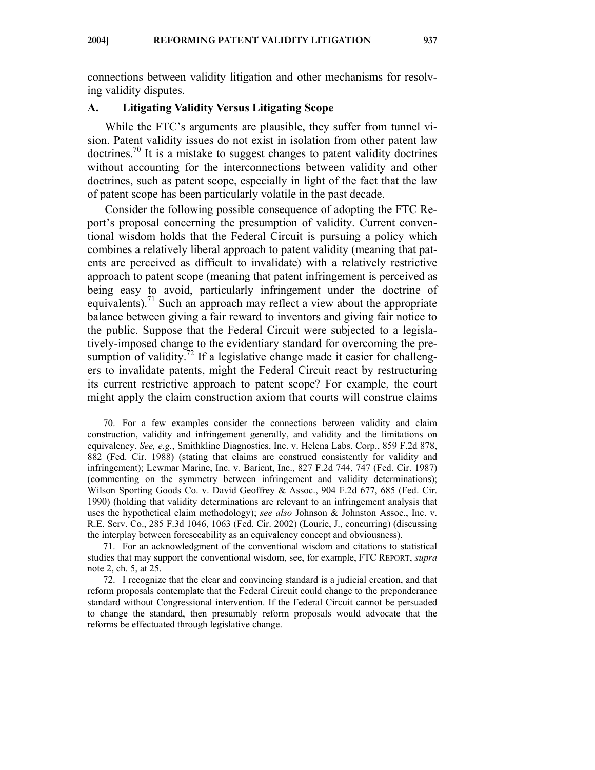connections between validity litigation and other mechanisms for resolving validity disputes.

### A. Litigating Validity Versus Litigating Scope

While the FTC's arguments are plausible, they suffer from tunnel vision. Patent validity issues do not exist in isolation from other patent law doctrines.[70] It is a mistake to suggest changes to patent validity doctrines without accounting for the interconnections between validity and other doctrines, such as patent scope, especially in light of the fact that the law of patent scope has been particularly volatile in the past decade.

Consider the following possible consequence of adopting the FTC Report's proposal concerning the presumption of validity. Current conventional wisdom holds that the Federal Circuit is pursuing a policy which combines a relatively liberal approach to patent validity (meaning that patents are perceived as difficult to invalidate) with a relatively restrictive approach to patent scope (meaning that patent infringement is perceived as being easy to avoid, particularly infringement under the doctrine of equivalents).[71] Such an approach may reflect a view about the appropriate balance between giving a fair reward to inventors and giving fair notice to the public. Suppose that the Federal Circuit were subjected to a legislatively-imposed change to the evidentiary standard for overcoming the presumption of validity.[72] If a legislative change made it easier for challengers to invalidate patents, might the Federal Circuit react by restructuring its current restrictive approach to patent scope? For example, the court might apply the claim construction axiom that courts will construe claims

---

70. For a few examples consider the connections between validity and claim construction, validity and infringement generally, and validity and the limitations on equivalency. *See, e.g.*, Smithkline Diagnostics, Inc. v. Helena Labs. Corp., 859 F.2d 878, 882 (Fed. Cir. 1988) (stating that claims are construed consistently for validity and infringement); Lewmar Marine, Inc. v. Barient, Inc., 827 F.2d 744, 747 (Fed. Cir. 1987) (commenting on the symmetry between infringement and validity determinations); Wilson Sporting Goods Co. v. David Geoffrey & Assoc., 904 F.2d 677, 685 (Fed. Cir. 1990) (holding that validity determinations are relevant to an infringement analysis that uses the hypothetical claim methodology); *see also* Johnson & Johnston Assoc., Inc. v. R.E. Serv. Co., 285 F.3d 1046, 1063 (Fed. Cir. 2002) (Lourie, J., concurring) (discussing the interplay between foreseeability as an equivalency concept and obviousness).

71. For an acknowledgment of the conventional wisdom and citations to statistical studies that may support the conventional wisdom, see, for example, FTC REPORT, *supra* note 2, ch. 5, at 25.

72. I recognize that the clear and convincing standard is a judicial creation, and that reform proposals contemplate that the Federal Circuit could change to the preponderance standard without Congressional intervention. If the Federal Circuit cannot be persuaded to change the standard, then presumably reform proposals would advocate that the reforms be effectuated through legislative change.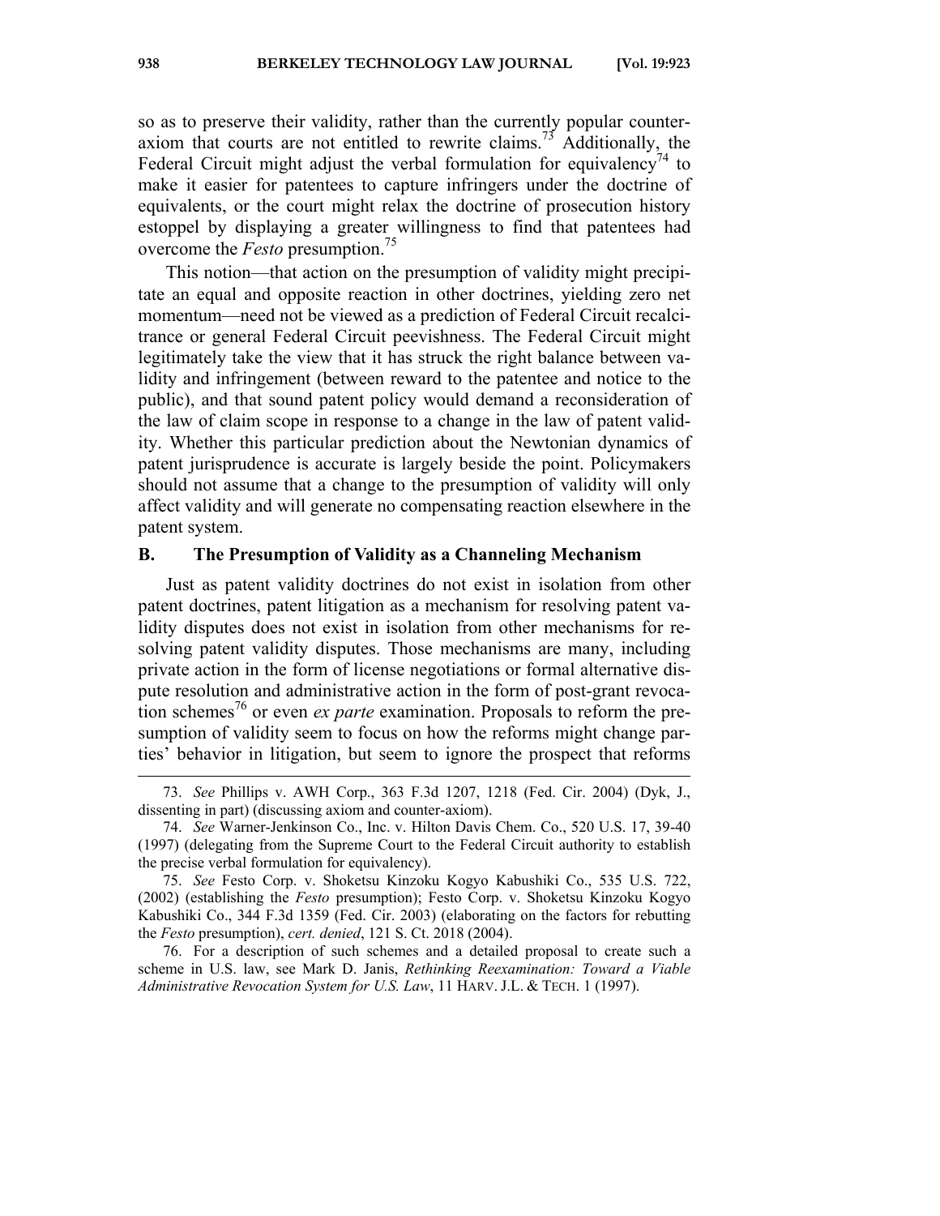so as to preserve their validity, rather than the currently popular counter-axiom that courts are not entitled to rewrite claims.[73] Additionally, the Federal Circuit might adjust the verbal formulation for equivalency[74] to make it easier for patentees to capture infringers under the doctrine of equivalents, or the court might relax the doctrine of prosecution history estoppel by displaying a greater willingness to find that patentees had overcome the *Festo* presumption.[75]

This notion—that action on the presumption of validity might precipitate an equal and opposite reaction in other doctrines, yielding zero net momentum—need not be viewed as a prediction of Federal Circuit recalcitrance or general Federal Circuit peevishness. The Federal Circuit might legitimately take the view that it has struck the right balance between validity and infringement (between reward to the patentee and notice to the public), and that sound patent policy would demand a reconsideration of the law of claim scope in response to a change in the law of patent validity. Whether this particular prediction about the Newtonian dynamics of patent jurisprudence is accurate is largely beside the point. Policymakers should not assume that a change to the presumption of validity will only affect validity and will generate no compensating reaction elsewhere in the patent system.

## B. The Presumption of Validity as a Channeling Mechanism

Just as patent validity doctrines do not exist in isolation from other patent doctrines, patent litigation as a mechanism for resolving patent validity disputes does not exist in isolation from other mechanisms for resolving patent validity disputes. Those mechanisms are many, including private action in the form of license negotiations or formal alternative dispute resolution and administrative action in the form of post-grant revocation schemes[76] or even *ex parte* examination. Proposals to reform the presumption of validity seem to focus on how the reforms might change parties' behavior in litigation, but seem to ignore the prospect that reforms

---

73. *See* Phillips v. AWH Corp., 363 F.3d 1207, 1218 (Fed. Cir. 2004) (Dyk, J., dissenting in part) (discussing axiom and counter-axiom).

74. *See* Warner-Jenkinson Co., Inc. v. Hilton Davis Chem. Co., 520 U.S. 17, 39-40 (1997) (delegating from the Supreme Court to the Federal Circuit authority to establish the precise verbal formulation for equivalency).

75. *See* Festo Corp. v. Shoketsu Kinzoku Kogyo Kabushiki Co., 535 U.S. 722, (2002) (establishing the *Festo* presumption); Festo Corp. v. Shoketsu Kinzoku Kogyo Kabushiki Co., 344 F.3d 1359 (Fed. Cir. 2003) (elaborating on the factors for rebutting the *Festo* presumption), *cert. denied*, 121 S. Ct. 2018 (2004).

76. For a description of such schemes and a detailed proposal to create such a scheme in U.S. law, see Mark D. Janis, *Rethinking Reexamination: Toward a Viable Administrative Revocation System for U.S. Law*, 11 HARV. J.L. & TECH. 1 (1997).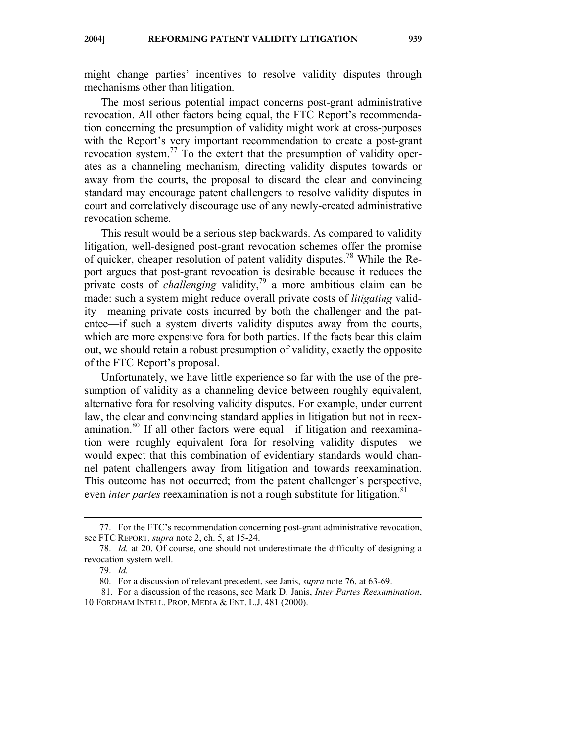might change parties' incentives to resolve validity disputes through mechanisms other than litigation.

The most serious potential impact concerns post-grant administrative revocation. All other factors being equal, the FTC Report's recommendation concerning the presumption of validity might work at cross-purposes with the Report's very important recommendation to create a post-grant revocation system.[77] To the extent that the presumption of validity operates as a channeling mechanism, directing validity disputes towards or away from the courts, the proposal to discard the clear and convincing standard may encourage patent challengers to resolve validity disputes in court and correlatively discourage use of any newly-created administrative revocation scheme.

This result would be a serious step backwards. As compared to validity litigation, well-designed post-grant revocation schemes offer the promise of quicker, cheaper resolution of patent validity disputes.[78] While the Report argues that post-grant revocation is desirable because it reduces the private costs of *challenging* validity,[79] a more ambitious claim can be made: such a system might reduce overall private costs of *litigating* validity—meaning private costs incurred by both the challenger and the patentee—if such a system diverts validity disputes away from the courts, which are more expensive fora for both parties. If the facts bear this claim out, we should retain a robust presumption of validity, exactly the opposite of the FTC Report's proposal.

Unfortunately, we have little experience so far with the use of the presumption of validity as a channeling device between roughly equivalent, alternative fora for resolving validity disputes. For example, under current law, the clear and convincing standard applies in litigation but not in reexamination.[80] If all other factors were equal—if litigation and reexamination were roughly equivalent fora for resolving validity disputes—we would expect that this combination of evidentiary standards would channel patent challengers away from litigation and towards reexamination. This outcome has not occurred; from the patent challenger's perspective, even *inter partes* reexamination is not a rough substitute for litigation.[81]

---

77. For the FTC's recommendation concerning post-grant administrative revocation, see FTC REPORT, *supra* note 2, ch. 5, at 15-24.

78. *Id.* at 20. Of course, one should not underestimate the difficulty of designing a revocation system well.

79. *Id.*

80. For a discussion of relevant precedent, see Janis, *supra* note 76, at 63-69.

81. For a discussion of the reasons, see Mark D. Janis, *Inter Partes Reexamination*, 10 FORDHAM INTELL. PROP. MEDIA & ENT. L.J. 481 (2000).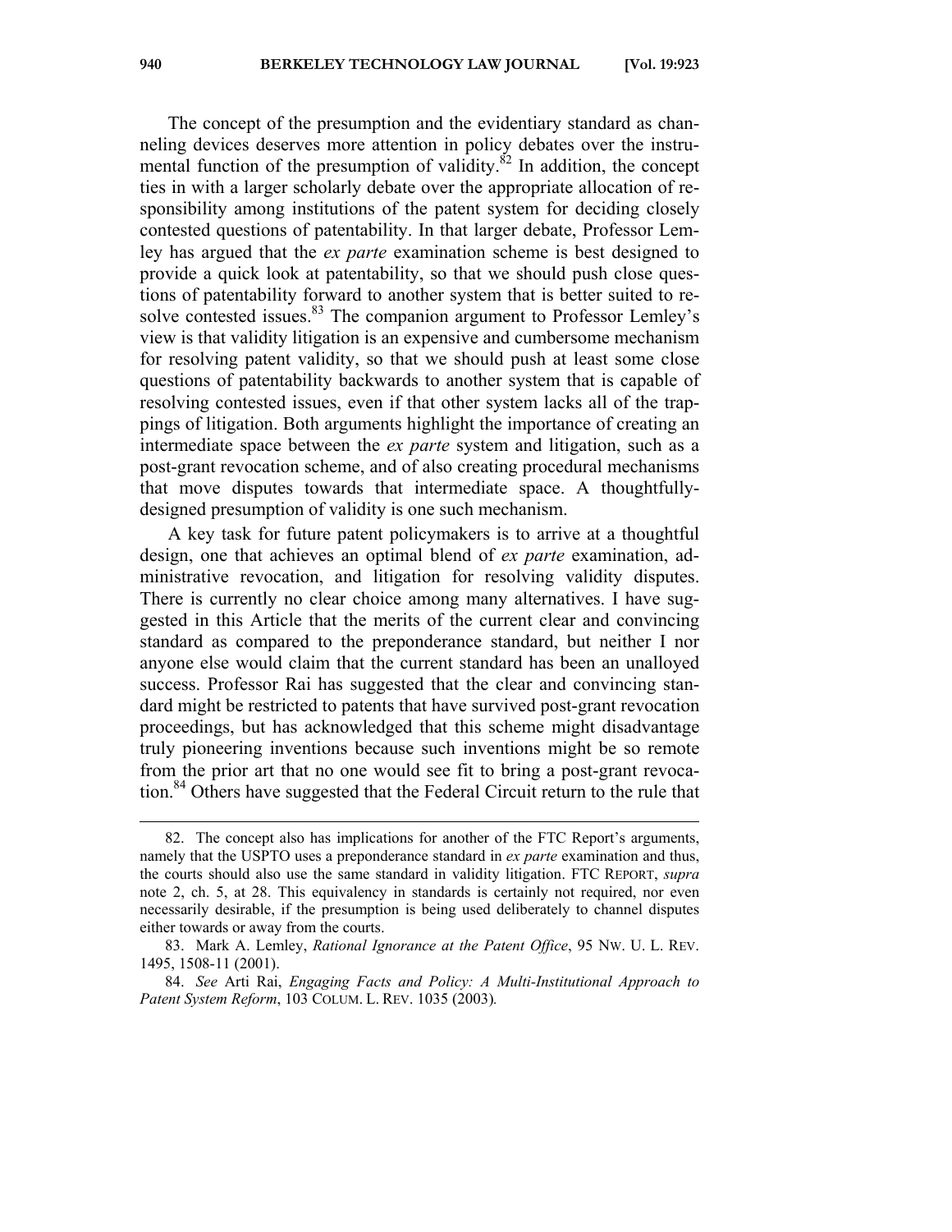The concept of the presumption and the evidentiary standard as channeling devices deserves more attention in policy debates over the instrumental function of the presumption of validity.[82] In addition, the concept ties in with a larger scholarly debate over the appropriate allocation of responsibility among institutions of the patent system for deciding closely contested questions of patentability. In that larger debate, Professor Lemley has argued that the *ex parte* examination scheme is best designed to provide a quick look at patentability, so that we should push close questions of patentability forward to another system that is better suited to resolve contested issues.[83] The companion argument to Professor Lemley's view is that validity litigation is an expensive and cumbersome mechanism for resolving patent validity, so that we should push at least some close questions of patentability backwards to another system that is capable of resolving contested issues, even if that other system lacks all of the trappings of litigation. Both arguments highlight the importance of creating an intermediate space between the *ex parte* system and litigation, such as a post-grant revocation scheme, and of also creating procedural mechanisms that move disputes towards that intermediate space. A thoughtfully-designed presumption of validity is one such mechanism.

A key task for future patent policymakers is to arrive at a thoughtful design, one that achieves an optimal blend of *ex parte* examination, administrative revocation, and litigation for resolving validity disputes. There is currently no clear choice among many alternatives. I have suggested in this Article that the merits of the current clear and convincing standard as compared to the preponderance standard, but neither I nor anyone else would claim that the current standard has been an unalloyed success. Professor Rai has suggested that the clear and convincing standard might be restricted to patents that have survived post-grant revocation proceedings, but has acknowledged that this scheme might disadvantage truly pioneering inventions because such inventions might be so remote from the prior art that no one would see fit to bring a post-grant revocation.[84] Others have suggested that the Federal Circuit return to the rule that

---

82. The concept also has implications for another of the FTC Report's arguments, namely that the USPTO uses a preponderance standard in *ex parte* examination and thus, the courts should also use the same standard in validity litigation. FTC REPORT, *supra* note 2, ch. 5, at 28. This equivalency in standards is certainly not required, nor even necessarily desirable, if the presumption is being used deliberately to channel disputes either towards or away from the courts.

83. Mark A. Lemley, *Rational Ignorance at the Patent Office*, 95 NW. U. L. REV. 1495, 1508-11 (2001).

84. *See* Arti Rai, *Engaging Facts and Policy: A Multi-Institutional Approach to Patent System Reform*, 103 COLUM. L. REV. 1035 (2003).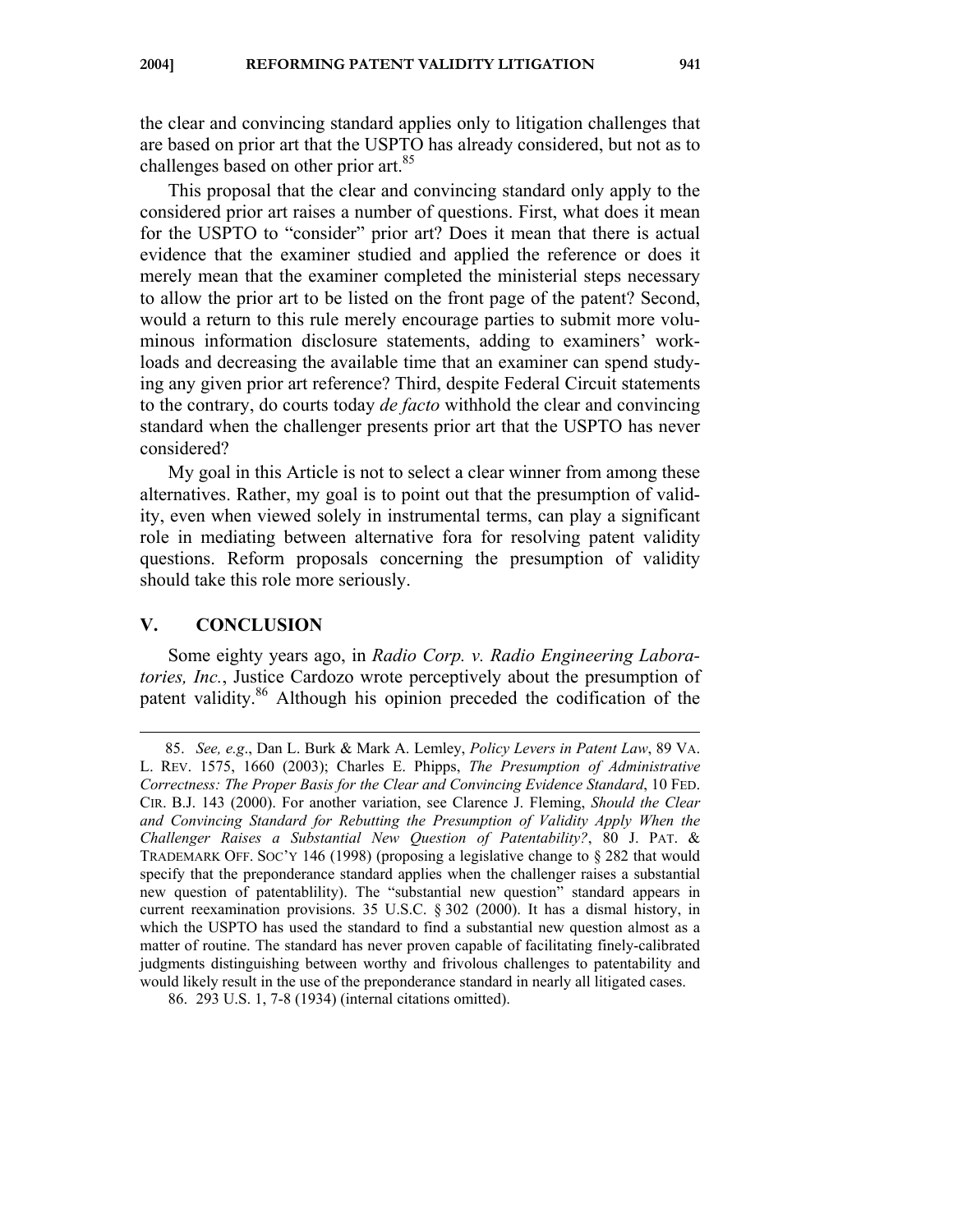the clear and convincing standard applies only to litigation challenges that are based on prior art that the USPTO has already considered, but not as to challenges based on other prior art.[85]

This proposal that the clear and convincing standard only apply to the considered prior art raises a number of questions. First, what does it mean for the USPTO to "consider" prior art? Does it mean that there is actual evidence that the examiner studied and applied the reference or does it merely mean that the examiner completed the ministerial steps necessary to allow the prior art to be listed on the front page of the patent? Second, would a return to this rule merely encourage parties to submit more voluminous information disclosure statements, adding to examiners' workloads and decreasing the available time that an examiner can spend studying any given prior art reference? Third, despite Federal Circuit statements to the contrary, do courts today *de facto* withhold the clear and convincing standard when the challenger presents prior art that the USPTO has never considered?

My goal in this Article is not to select a clear winner from among these alternatives. Rather, my goal is to point out that the presumption of validity, even when viewed solely in instrumental terms, can play a significant role in mediating between alternative fora for resolving patent validity questions. Reform proposals concerning the presumption of validity should take this role more seriously.

## V. CONCLUSION

Some eighty years ago, in *Radio Corp. v. Radio Engineering Laboratories, Inc.*, Justice Cardozo wrote perceptively about the presumption of patent validity.[86] Although his opinion preceded the codification of the

---

85. *See, e.g*., Dan L. Burk & Mark A. Lemley, *Policy Levers in Patent Law*, 89 VA. L. REV. 1575, 1660 (2003); Charles E. Phipps, *The Presumption of Administrative Correctness: The Proper Basis for the Clear and Convincing Evidence Standard*, 10 FED. CIR. B.J. 143 (2000). For another variation, see Clarence J. Fleming, *Should the Clear and Convincing Standard for Rebutting the Presumption of Validity Apply When the Challenger Raises a Substantial New Question of Patentability?*, 80 J. PAT. & TRADEMARK OFF. SOC'Y 146 (1998) (proposing a legislative change to § 282 that would specify that the preponderance standard applies when the challenger raises a substantial new question of patentablility). The "substantial new question" standard appears in current reexamination provisions. 35 U.S.C. § 302 (2000). It has a dismal history, in which the USPTO has used the standard to find a substantial new question almost as a matter of routine. The standard has never proven capable of facilitating finely-calibrated judgments distinguishing between worthy and frivolous challenges to patentability and would likely result in the use of the preponderance standard in nearly all litigated cases.

86. 293 U.S. 1, 7-8 (1934) (internal citations omitted).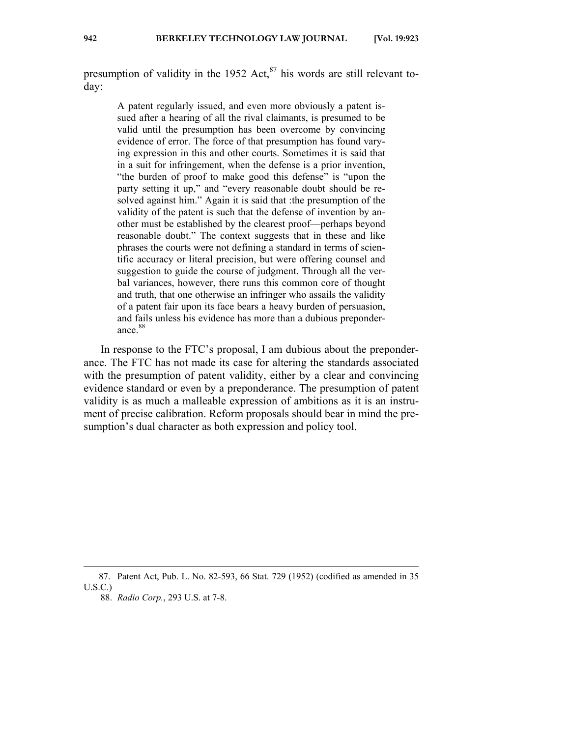presumption of validity in the 1952 Act,[87] his words are still relevant today:

> A patent regularly issued, and even more obviously a patent issued after a hearing of all the rival claimants, is presumed to be valid until the presumption has been overcome by convincing evidence of error. The force of that presumption has found varying expression in this and other courts. Sometimes it is said that in a suit for infringement, when the defense is a prior invention, "the burden of proof to make good this defense" is "upon the party setting it up," and "every reasonable doubt should be resolved against him." Again it is said that :the presumption of the validity of the patent is such that the defense of invention by another must be established by the clearest proof—perhaps beyond reasonable doubt." The context suggests that in these and like phrases the courts were not defining a standard in terms of scientific accuracy or literal precision, but were offering counsel and suggestion to guide the course of judgment. Through all the verbal variances, however, there runs this common core of thought and truth, that one otherwise an infringer who assails the validity of a patent fair upon its face bears a heavy burden of persuasion, and fails unless his evidence has more than a dubious preponderance.[88]

In response to the FTC's proposal, I am dubious about the preponderance. The FTC has not made its case for altering the standards associated with the presumption of patent validity, either by a clear and convincing evidence standard or even by a preponderance. The presumption of patent validity is as much a malleable expression of ambitions as it is an instrument of precise calibration. Reform proposals should bear in mind the presumption's dual character as both expression and policy tool.

87. Patent Act, Pub. L. No. 82-593, 66 Stat. 729 (1952) (codified as amended in 35 U.S.C.)

88. *Radio Corp.*, 293 U.S. at 7-8.